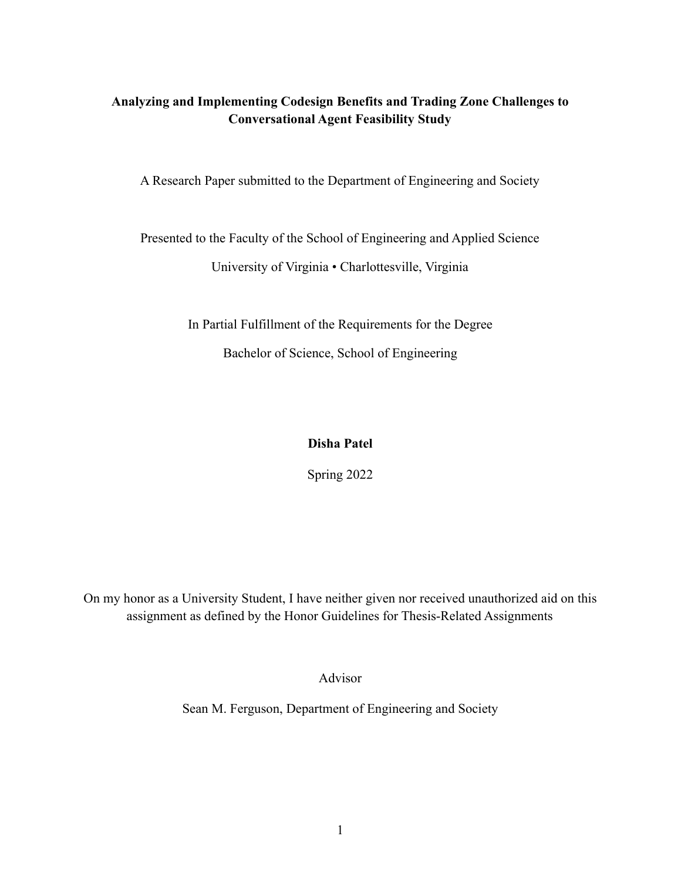**Analyzing and Implementing Codesign Benefits and Trading Zone Challenges to Conversational Agent Feasibility Study**

A Research Paper submitted to the Department of Engineering and Society

Presented to the Faculty of the School of Engineering and Applied Science

University of Virginia • Charlottesville, Virginia

In Partial Fulfillment of the Requirements for the Degree

Bachelor of Science, School of Engineering

**Disha Patel**

Spring 2022

On my honor as a University Student, I have neither given nor received unauthorized aid on this assignment as defined by the Honor Guidelines for Thesis-Related Assignments

Advisor

Sean M. Ferguson, Department of Engineering and Society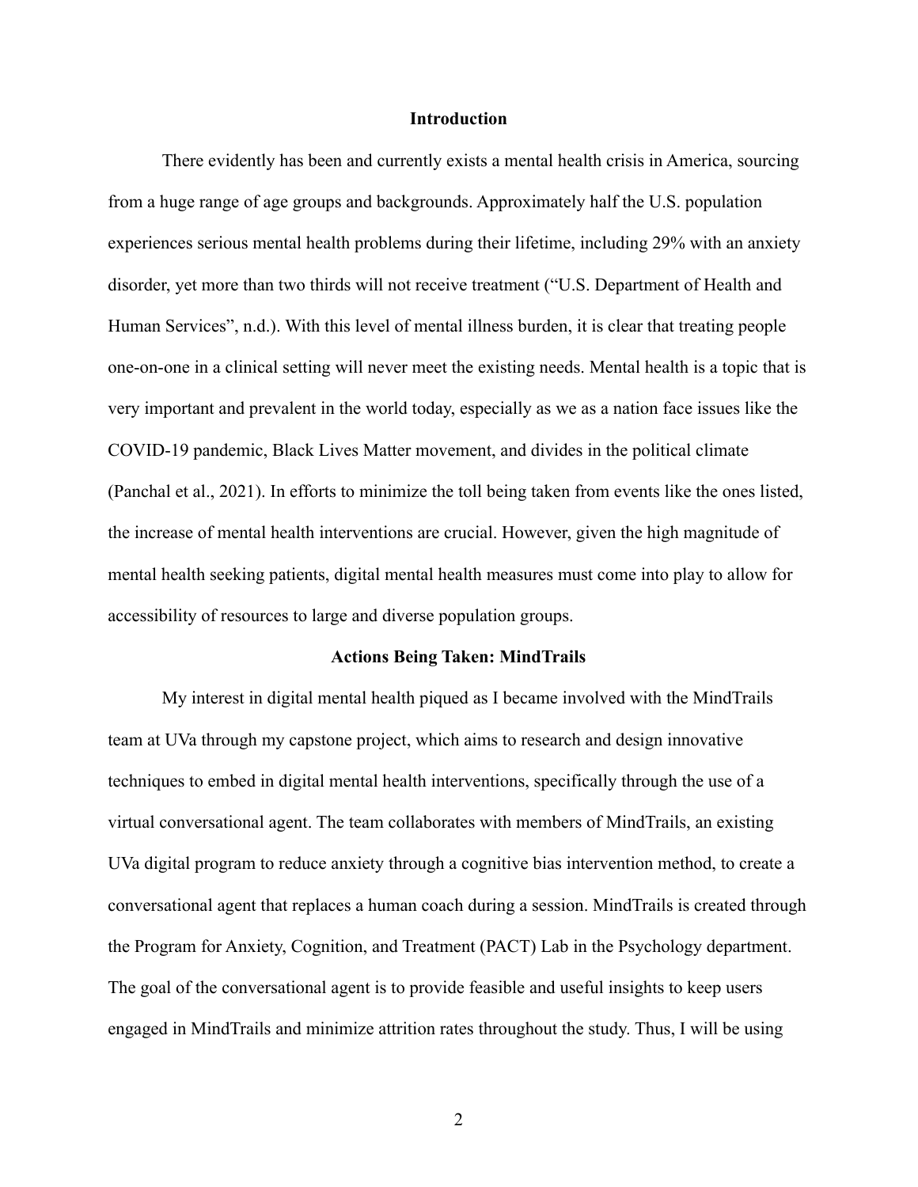## Introduction

There evidently has been and currently exists a mental health crisis in America, sourcing from a huge range of age groups and backgrounds. Approximately half the U.S. population experiences serious mental health problems during their lifetime, including 29% with an anxiety disorder, yet more than two thirds will not receive treatment ("U.S. Department of Health and Human Services", n.d.). With this level of mental illness burden, it is clear that treating people one-on-one in a clinical setting will never meet the existing needs. Mental health is a topic that is very important and prevalent in the world today, especially as we as a nation face issues like the COVID-19 pandemic, Black Lives Matter movement, and divides in the political climate (Panchal et al., 2021). In efforts to minimize the toll being taken from events like the ones listed, the increase of mental health interventions are crucial. However, given the high magnitude of mental health seeking patients, digital mental health measures must come into play to allow for accessibility of resources to large and diverse population groups.

## Actions Being Taken: MindTrails

My interest in digital mental health piqued as I became involved with the MindTrails team at UVa through my capstone project, which aims to research and design innovative techniques to embed in digital mental health interventions, specifically through the use of a virtual conversational agent. The team collaborates with members of MindTrails, an existing UVa digital program to reduce anxiety through a cognitive bias intervention method, to create a conversational agent that replaces a human coach during a session. MindTrails is created through the Program for Anxiety, Cognition, and Treatment (PACT) Lab in the Psychology department. The goal of the conversational agent is to provide feasible and useful insights to keep users engaged in MindTrails and minimize attrition rates throughout the study. Thus, I will be using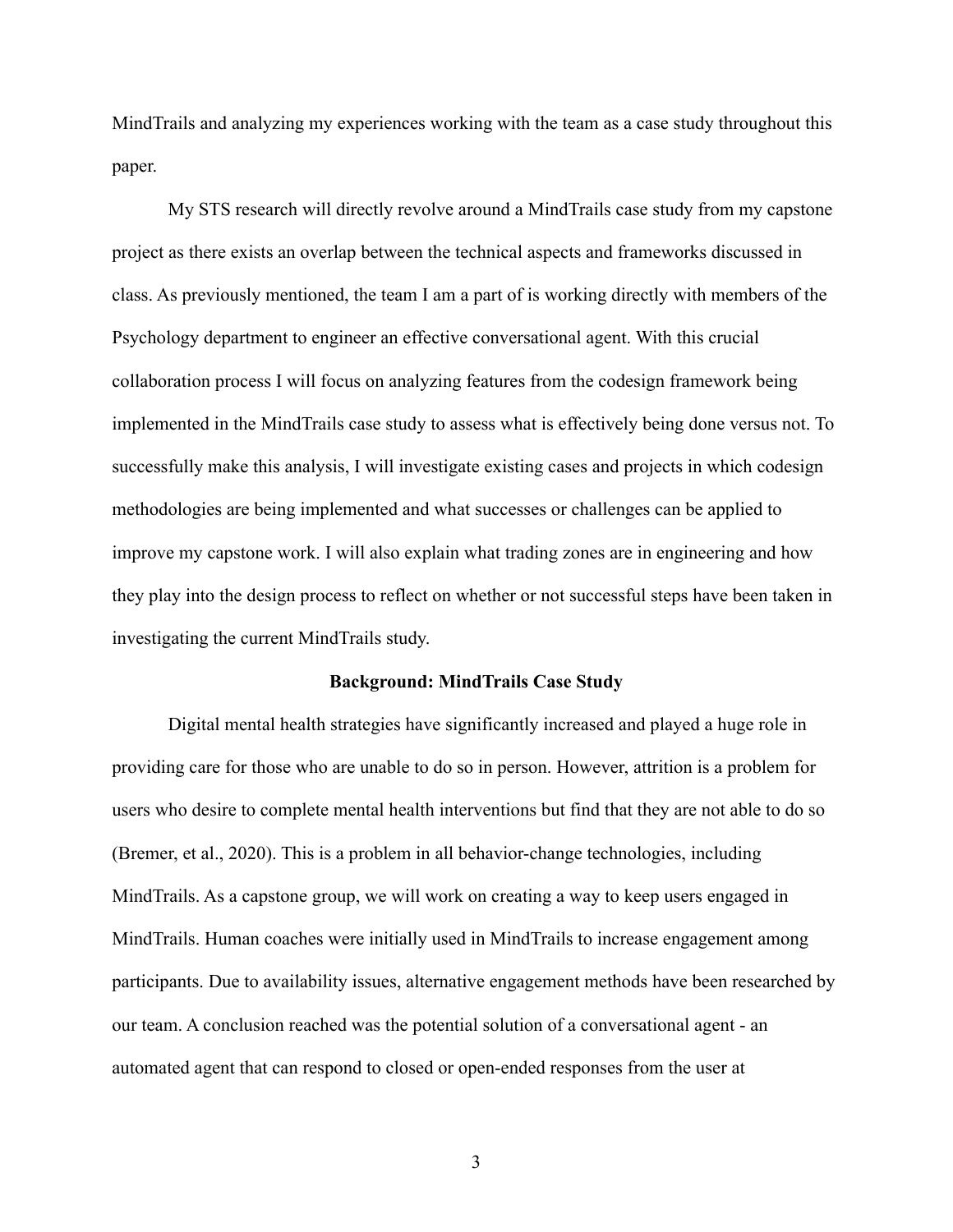MindTrails and analyzing my experiences working with the team as a case study throughout this paper.

My STS research will directly revolve around a MindTrails case study from my capstone project as there exists an overlap between the technical aspects and frameworks discussed in class. As previously mentioned, the team I am a part of is working directly with members of the Psychology department to engineer an effective conversational agent. With this crucial collaboration process I will focus on analyzing features from the codesign framework being implemented in the MindTrails case study to assess what is effectively being done versus not. To successfully make this analysis, I will investigate existing cases and projects in which codesign methodologies are being implemented and what successes or challenges can be applied to improve my capstone work. I will also explain what trading zones are in engineering and how they play into the design process to reflect on whether or not successful steps have been taken in investigating the current MindTrails study.

**Background: MindTrails Case Study**

Digital mental health strategies have significantly increased and played a huge role in providing care for those who are unable to do so in person. However, attrition is a problem for users who desire to complete mental health interventions but find that they are not able to do so (Bremer, et al., 2020). This is a problem in all behavior-change technologies, including MindTrails. As a capstone group, we will work on creating a way to keep users engaged in MindTrails. Human coaches were initially used in MindTrails to increase engagement among participants. Due to availability issues, alternative engagement methods have been researched by our team. A conclusion reached was the potential solution of a conversational agent - an automated agent that can respond to closed or open-ended responses from the user at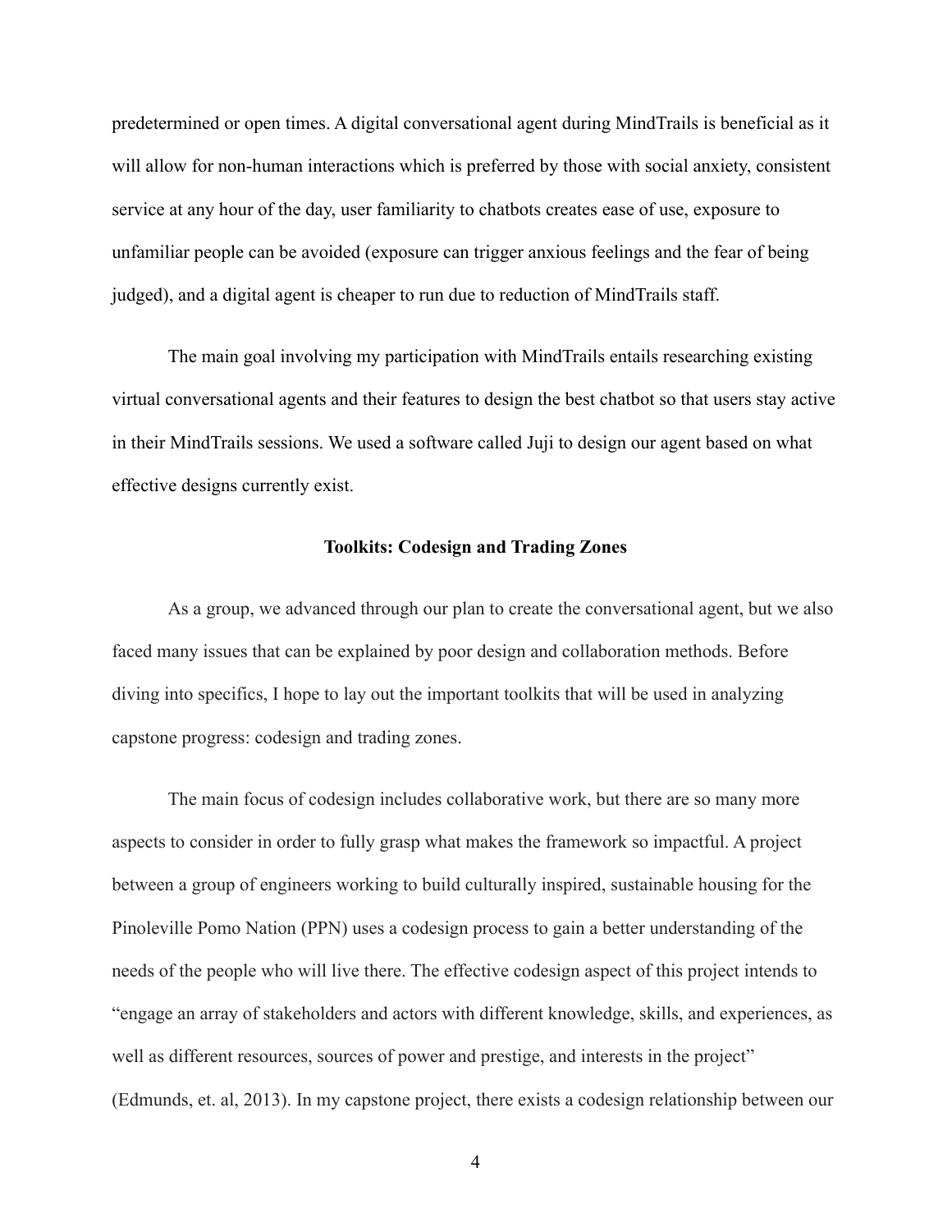predetermined or open times. A digital conversational agent during MindTrails is beneficial as it will allow for non-human interactions which is preferred by those with social anxiety, consistent service at any hour of the day, user familiarity to chatbots creates ease of use, exposure to unfamiliar people can be avoided (exposure can trigger anxious feelings and the fear of being judged), and a digital agent is cheaper to run due to reduction of MindTrails staff.

The main goal involving my participation with MindTrails entails researching existing virtual conversational agents and their features to design the best chatbot so that users stay active in their MindTrails sessions. We used a software called Juji to design our agent based on what effective designs currently exist.

## Toolkits: Codesign and Trading Zones

As a group, we advanced through our plan to create the conversational agent, but we also faced many issues that can be explained by poor design and collaboration methods. Before diving into specifics, I hope to lay out the important toolkits that will be used in analyzing capstone progress: codesign and trading zones.

The main focus of codesign includes collaborative work, but there are so many more aspects to consider in order to fully grasp what makes the framework so impactful. A project between a group of engineers working to build culturally inspired, sustainable housing for the Pinoleville Pomo Nation (PPN) uses a codesign process to gain a better understanding of the needs of the people who will live there. The effective codesign aspect of this project intends to "engage an array of stakeholders and actors with different knowledge, skills, and experiences, as well as different resources, sources of power and prestige, and interests in the project" (Edmunds, et. al, 2013). In my capstone project, there exists a codesign relationship between our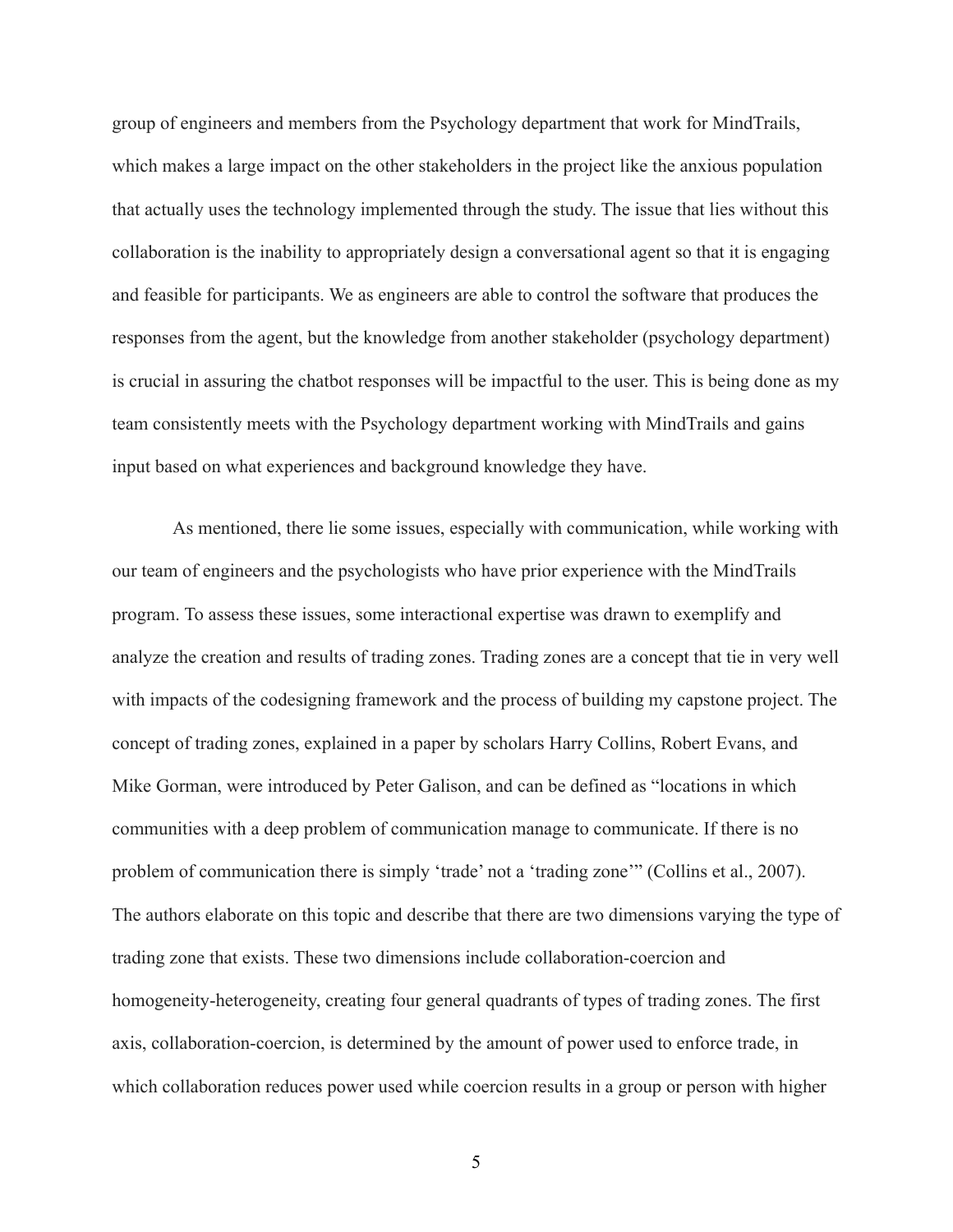group of engineers and members from the Psychology department that work for MindTrails, which makes a large impact on the other stakeholders in the project like the anxious population that actually uses the technology implemented through the study. The issue that lies without this collaboration is the inability to appropriately design a conversational agent so that it is engaging and feasible for participants. We as engineers are able to control the software that produces the responses from the agent, but the knowledge from another stakeholder (psychology department) is crucial in assuring the chatbot responses will be impactful to the user. This is being done as my team consistently meets with the Psychology department working with MindTrails and gains input based on what experiences and background knowledge they have.

As mentioned, there lie some issues, especially with communication, while working with our team of engineers and the psychologists who have prior experience with the MindTrails program. To assess these issues, some interactional expertise was drawn to exemplify and analyze the creation and results of trading zones. Trading zones are a concept that tie in very well with impacts of the codesigning framework and the process of building my capstone project. The concept of trading zones, explained in a paper by scholars Harry Collins, Robert Evans, and Mike Gorman, were introduced by Peter Galison, and can be defined as "locations in which communities with a deep problem of communication manage to communicate. If there is no problem of communication there is simply 'trade' not a 'trading zone'" (Collins et al., 2007). The authors elaborate on this topic and describe that there are two dimensions varying the type of trading zone that exists. These two dimensions include collaboration-coercion and homogeneity-heterogeneity, creating four general quadrants of types of trading zones. The first axis, collaboration-coercion, is determined by the amount of power used to enforce trade, in which collaboration reduces power used while coercion results in a group or person with higher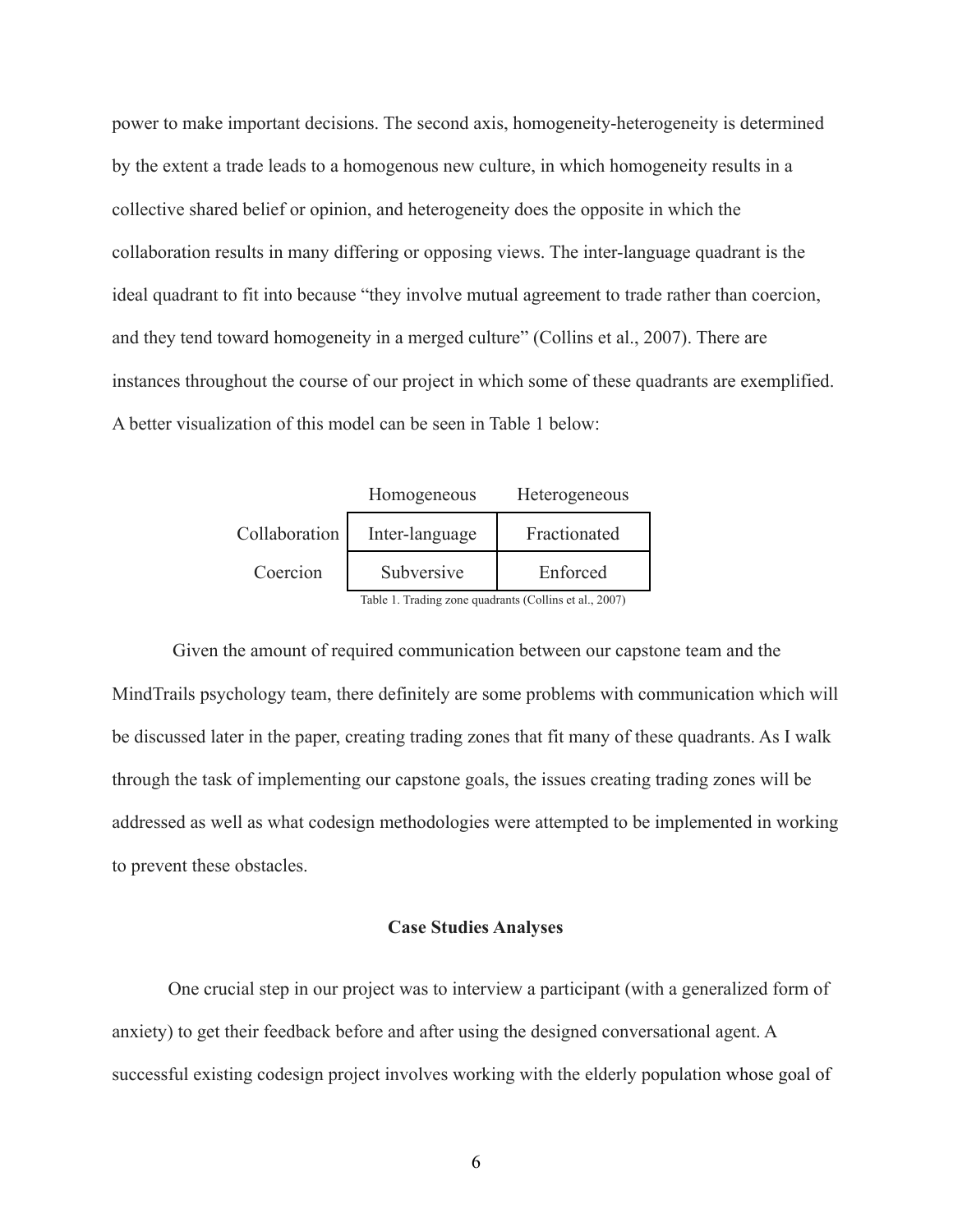power to make important decisions. The second axis, homogeneity-heterogeneity is determined by the extent a trade leads to a homogenous new culture, in which homogeneity results in a collective shared belief or opinion, and heterogeneity does the opposite in which the collaboration results in many differing or opposing views. The inter-language quadrant is the ideal quadrant to fit into because “they involve mutual agreement to trade rather than coercion, and they tend toward homogeneity in a merged culture” (Collins et al., 2007). There are instances throughout the course of our project in which some of these quadrants are exemplified. A better visualization of this model can be seen in Table 1 below:

| | Homogeneous | Heterogeneous |
| --- | --- | --- |
| Collaboration | Inter-language | Fractionated |
| Coercion | Subversive | Enforced |

Table 1. Trading zone quadrants (Collins et al., 2007)

Given the amount of required communication between our capstone team and the MindTrails psychology team, there definitely are some problems with communication which will be discussed later in the paper, creating trading zones that fit many of these quadrants. As I walk through the task of implementing our capstone goals, the issues creating trading zones will be addressed as well as what codesign methodologies were attempted to be implemented in working to prevent these obstacles.

## Case Studies Analyses

One crucial step in our project was to interview a participant (with a generalized form of anxiety) to get their feedback before and after using the designed conversational agent. A successful existing codesign project involves working with the elderly population whose goal of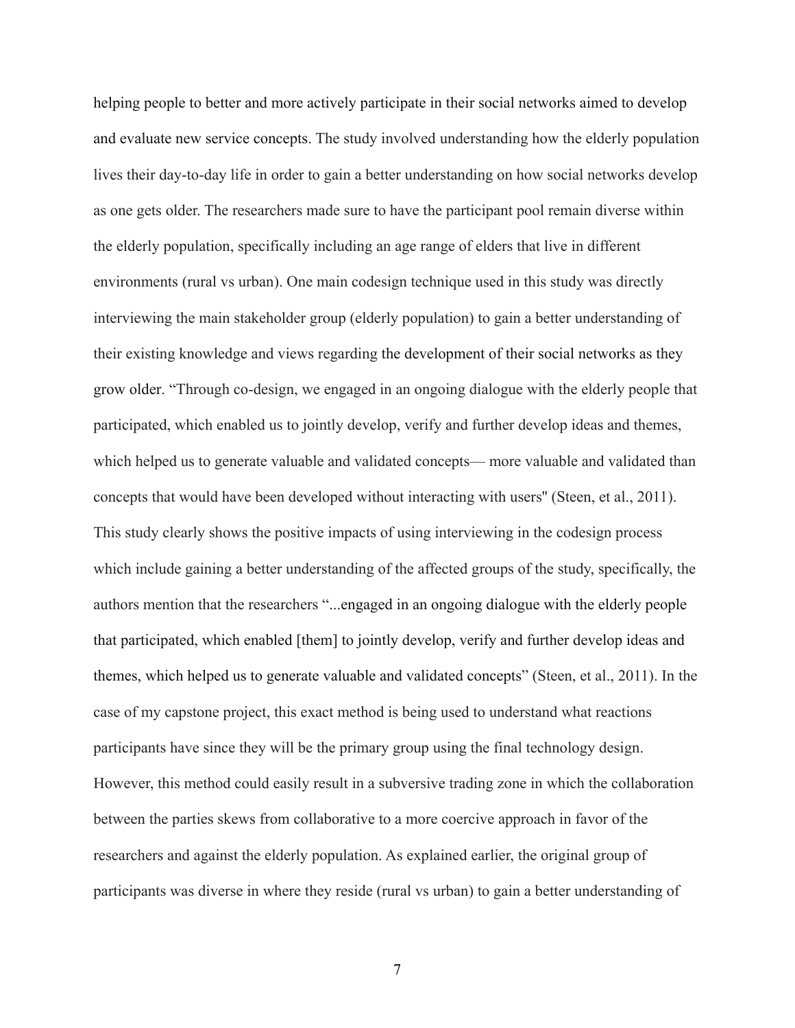helping people to better and more actively participate in their social networks aimed to develop and evaluate new service concepts. The study involved understanding how the elderly population lives their day-to-day life in order to gain a better understanding on how social networks develop as one gets older. The researchers made sure to have the participant pool remain diverse within the elderly population, specifically including an age range of elders that live in different environments (rural vs urban). One main codesign technique used in this study was directly interviewing the main stakeholder group (elderly population) to gain a better understanding of their existing knowledge and views regarding the development of their social networks as they grow older. "Through co-design, we engaged in an ongoing dialogue with the elderly people that participated, which enabled us to jointly develop, verify and further develop ideas and themes, which helped us to generate valuable and validated concepts— more valuable and validated than concepts that would have been developed without interacting with users'' (Steen, et al., 2011). This study clearly shows the positive impacts of using interviewing in the codesign process which include gaining a better understanding of the affected groups of the study, specifically, the authors mention that the researchers "...engaged in an ongoing dialogue with the elderly people that participated, which enabled [them] to jointly develop, verify and further develop ideas and themes, which helped us to generate valuable and validated concepts" (Steen, et al., 2011). In the case of my capstone project, this exact method is being used to understand what reactions participants have since they will be the primary group using the final technology design. However, this method could easily result in a subversive trading zone in which the collaboration between the parties skews from collaborative to a more coercive approach in favor of the researchers and against the elderly population. As explained earlier, the original group of participants was diverse in where they reside (rural vs urban) to gain a better understanding of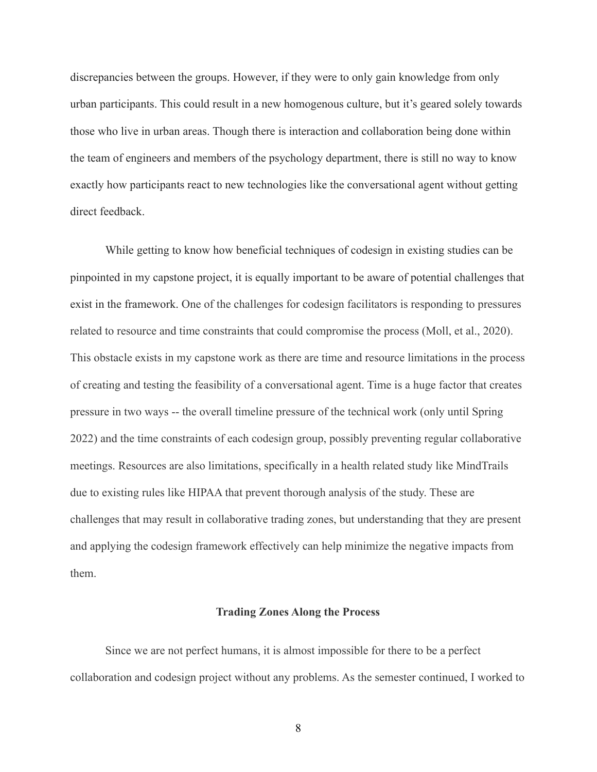discrepancies between the groups. However, if they were to only gain knowledge from only urban participants. This could result in a new homogenous culture, but it's geared solely towards those who live in urban areas. Though there is interaction and collaboration being done within the team of engineers and members of the psychology department, there is still no way to know exactly how participants react to new technologies like the conversational agent without getting direct feedback.

While getting to know how beneficial techniques of codesign in existing studies can be pinpointed in my capstone project, it is equally important to be aware of potential challenges that exist in the framework. One of the challenges for codesign facilitators is responding to pressures related to resource and time constraints that could compromise the process (Moll, et al., 2020). This obstacle exists in my capstone work as there are time and resource limitations in the process of creating and testing the feasibility of a conversational agent. Time is a huge factor that creates pressure in two ways -- the overall timeline pressure of the technical work (only until Spring 2022) and the time constraints of each codesign group, possibly preventing regular collaborative meetings. Resources are also limitations, specifically in a health related study like MindTrails due to existing rules like HIPAA that prevent thorough analysis of the study. These are challenges that may result in collaborative trading zones, but understanding that they are present and applying the codesign framework effectively can help minimize the negative impacts from them.

## Trading Zones Along the Process

Since we are not perfect humans, it is almost impossible for there to be a perfect collaboration and codesign project without any problems. As the semester continued, I worked to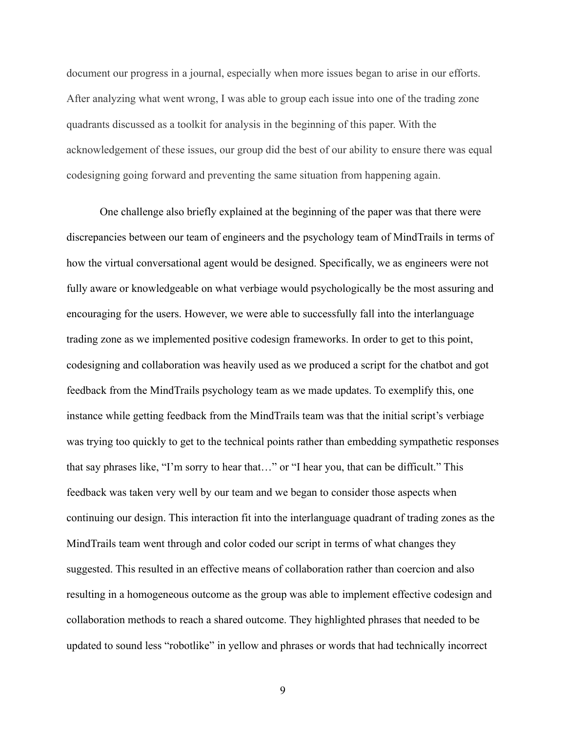document our progress in a journal, especially when more issues began to arise in our efforts. After analyzing what went wrong, I was able to group each issue into one of the trading zone quadrants discussed as a toolkit for analysis in the beginning of this paper. With the acknowledgement of these issues, our group did the best of our ability to ensure there was equal codesigning going forward and preventing the same situation from happening again.

One challenge also briefly explained at the beginning of the paper was that there were discrepancies between our team of engineers and the psychology team of MindTrails in terms of how the virtual conversational agent would be designed. Specifically, we as engineers were not fully aware or knowledgeable on what verbiage would psychologically be the most assuring and encouraging for the users. However, we were able to successfully fall into the interlanguage trading zone as we implemented positive codesign frameworks. In order to get to this point, codesigning and collaboration was heavily used as we produced a script for the chatbot and got feedback from the MindTrails psychology team as we made updates. To exemplify this, one instance while getting feedback from the MindTrails team was that the initial script's verbiage was trying too quickly to get to the technical points rather than embedding sympathetic responses that say phrases like, "I'm sorry to hear that…" or "I hear you, that can be difficult." This feedback was taken very well by our team and we began to consider those aspects when continuing our design. This interaction fit into the interlanguage quadrant of trading zones as the MindTrails team went through and color coded our script in terms of what changes they suggested. This resulted in an effective means of collaboration rather than coercion and also resulting in a homogeneous outcome as the group was able to implement effective codesign and collaboration methods to reach a shared outcome. They highlighted phrases that needed to be updated to sound less "robotlike" in yellow and phrases or words that had technically incorrect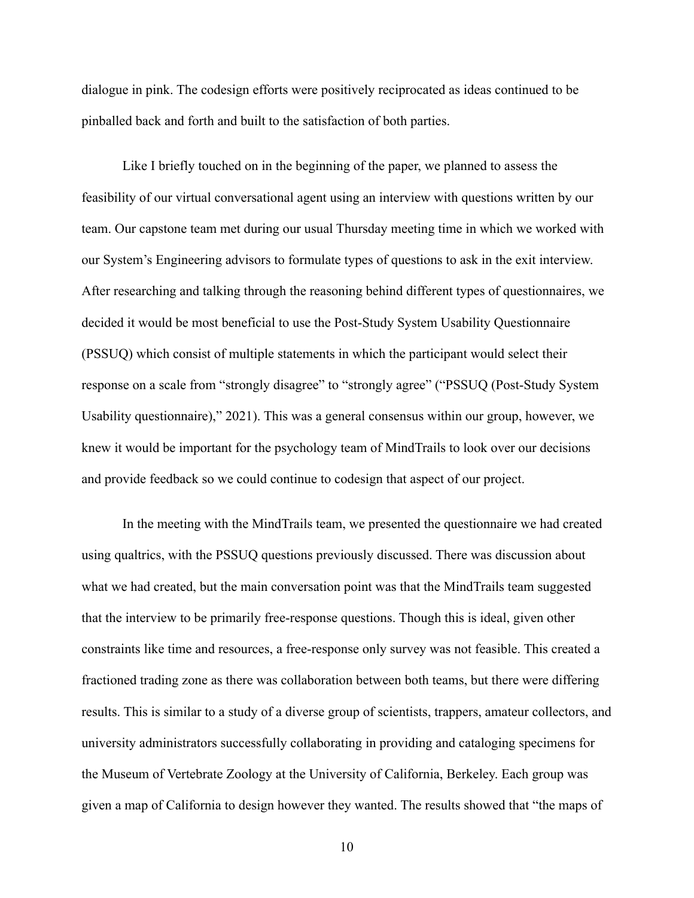dialogue in pink. The codesign efforts were positively reciprocated as ideas continued to be pinballed back and forth and built to the satisfaction of both parties.

Like I briefly touched on in the beginning of the paper, we planned to assess the feasibility of our virtual conversational agent using an interview with questions written by our team. Our capstone team met during our usual Thursday meeting time in which we worked with our System's Engineering advisors to formulate types of questions to ask in the exit interview. After researching and talking through the reasoning behind different types of questionnaires, we decided it would be most beneficial to use the Post-Study System Usability Questionnaire (PSSUQ) which consist of multiple statements in which the participant would select their response on a scale from "strongly disagree" to "strongly agree" ("PSSUQ (Post-Study System Usability questionnaire)," 2021). This was a general consensus within our group, however, we knew it would be important for the psychology team of MindTrails to look over our decisions and provide feedback so we could continue to codesign that aspect of our project.

In the meeting with the MindTrails team, we presented the questionnaire we had created using qualtrics, with the PSSUQ questions previously discussed. There was discussion about what we had created, but the main conversation point was that the MindTrails team suggested that the interview to be primarily free-response questions. Though this is ideal, given other constraints like time and resources, a free-response only survey was not feasible. This created a fractioned trading zone as there was collaboration between both teams, but there were differing results. This is similar to a study of a diverse group of scientists, trappers, amateur collectors, and university administrators successfully collaborating in providing and cataloging specimens for the Museum of Vertebrate Zoology at the University of California, Berkeley. Each group was given a map of California to design however they wanted. The results showed that "the maps of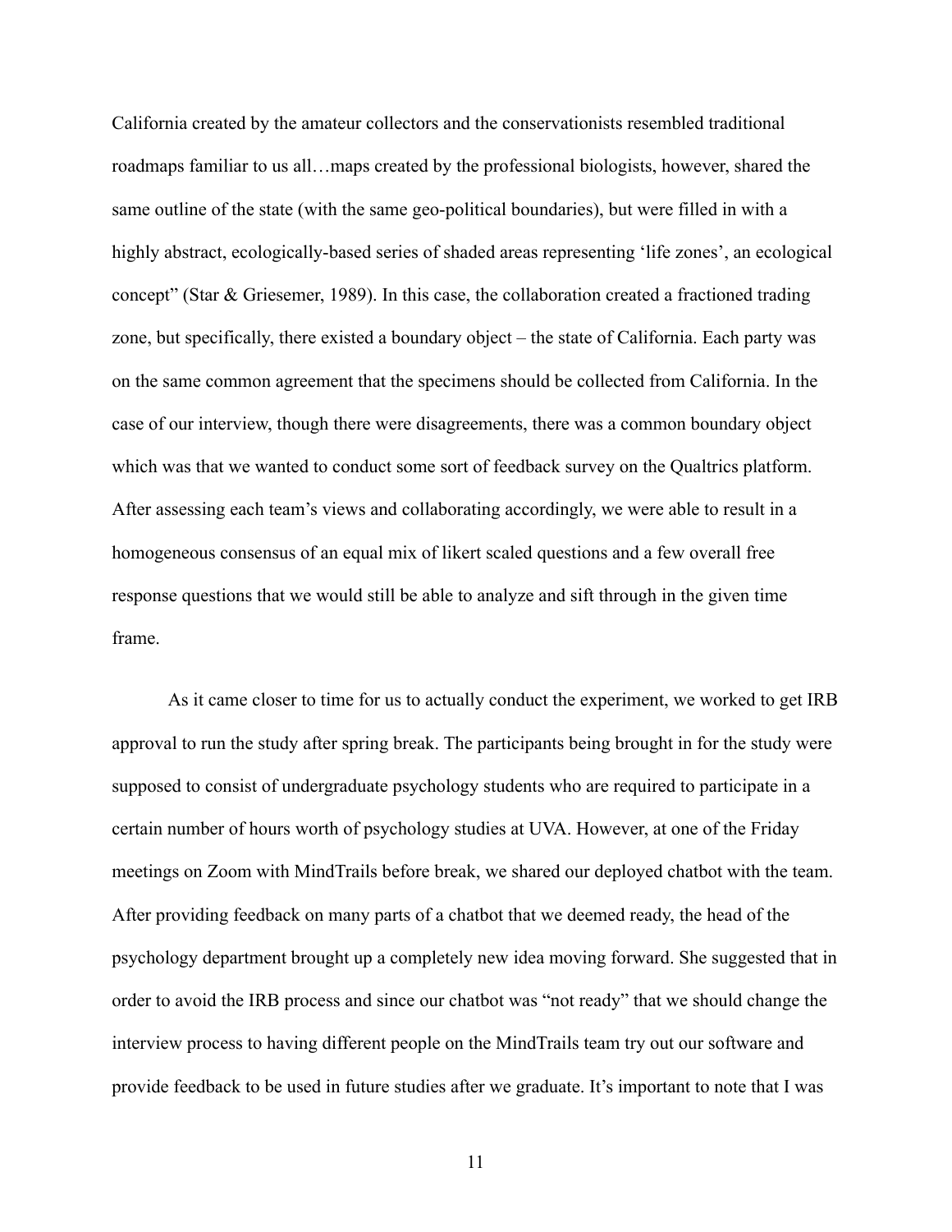California created by the amateur collectors and the conservationists resembled traditional roadmaps familiar to us all…maps created by the professional biologists, however, shared the same outline of the state (with the same geo-political boundaries), but were filled in with a highly abstract, ecologically-based series of shaded areas representing 'life zones', an ecological concept" (Star & Griesemer, 1989). In this case, the collaboration created a fractioned trading zone, but specifically, there existed a boundary object – the state of California. Each party was on the same common agreement that the specimens should be collected from California. In the case of our interview, though there were disagreements, there was a common boundary object which was that we wanted to conduct some sort of feedback survey on the Qualtrics platform. After assessing each team's views and collaborating accordingly, we were able to result in a homogeneous consensus of an equal mix of likert scaled questions and a few overall free response questions that we would still be able to analyze and sift through in the given time frame.

As it came closer to time for us to actually conduct the experiment, we worked to get IRB approval to run the study after spring break. The participants being brought in for the study were supposed to consist of undergraduate psychology students who are required to participate in a certain number of hours worth of psychology studies at UVA. However, at one of the Friday meetings on Zoom with MindTrails before break, we shared our deployed chatbot with the team. After providing feedback on many parts of a chatbot that we deemed ready, the head of the psychology department brought up a completely new idea moving forward. She suggested that in order to avoid the IRB process and since our chatbot was "not ready" that we should change the interview process to having different people on the MindTrails team try out our software and provide feedback to be used in future studies after we graduate. It's important to note that I was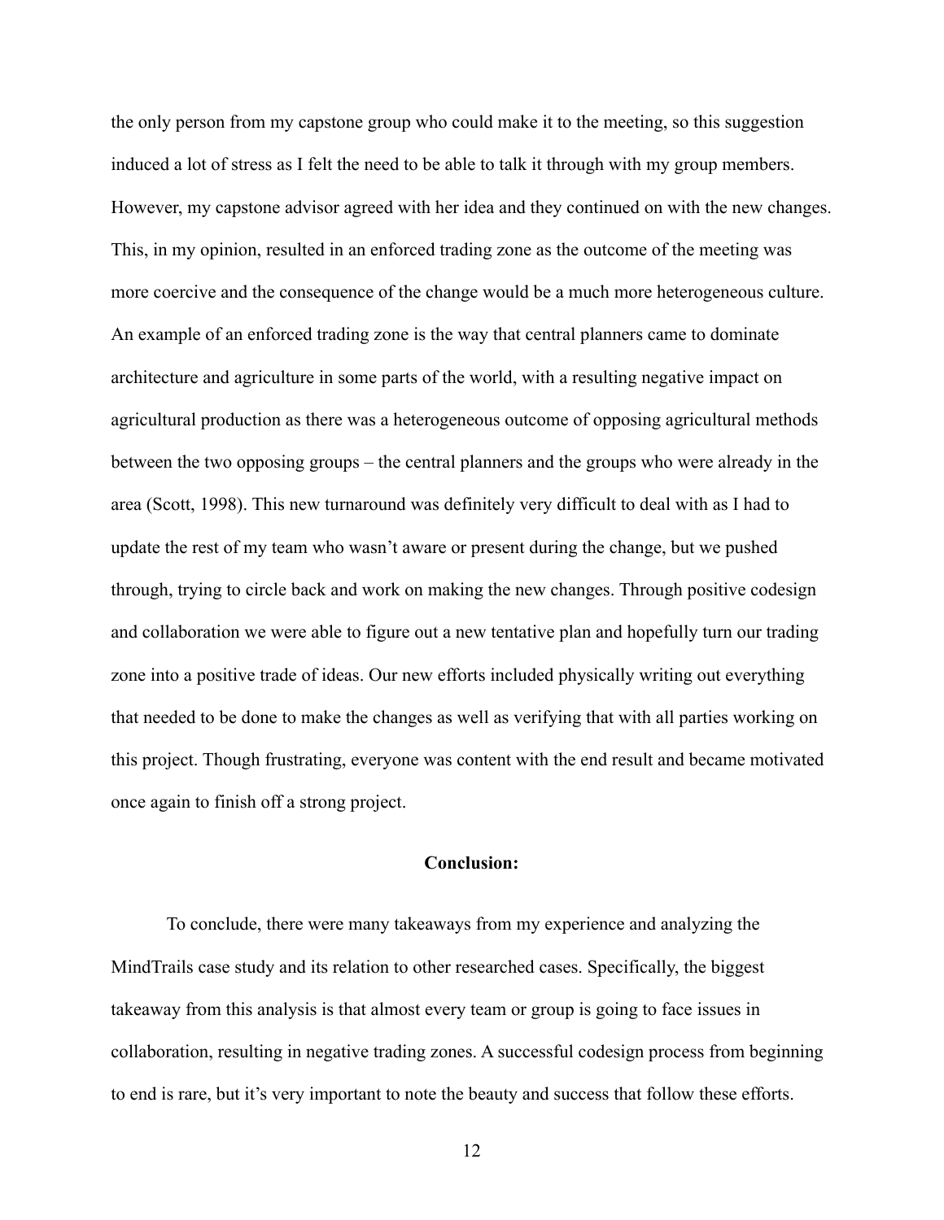the only person from my capstone group who could make it to the meeting, so this suggestion induced a lot of stress as I felt the need to be able to talk it through with my group members. However, my capstone advisor agreed with her idea and they continued on with the new changes. This, in my opinion, resulted in an enforced trading zone as the outcome of the meeting was more coercive and the consequence of the change would be a much more heterogeneous culture. An example of an enforced trading zone is the way that central planners came to dominate architecture and agriculture in some parts of the world, with a resulting negative impact on agricultural production as there was a heterogeneous outcome of opposing agricultural methods between the two opposing groups – the central planners and the groups who were already in the area (Scott, 1998). This new turnaround was definitely very difficult to deal with as I had to update the rest of my team who wasn't aware or present during the change, but we pushed through, trying to circle back and work on making the new changes. Through positive codesign and collaboration we were able to figure out a new tentative plan and hopefully turn our trading zone into a positive trade of ideas. Our new efforts included physically writing out everything that needed to be done to make the changes as well as verifying that with all parties working on this project. Though frustrating, everyone was content with the end result and became motivated once again to finish off a strong project.

## Conclusion:

To conclude, there were many takeaways from my experience and analyzing the MindTrails case study and its relation to other researched cases. Specifically, the biggest takeaway from this analysis is that almost every team or group is going to face issues in collaboration, resulting in negative trading zones. A successful codesign process from beginning to end is rare, but it's very important to note the beauty and success that follow these efforts.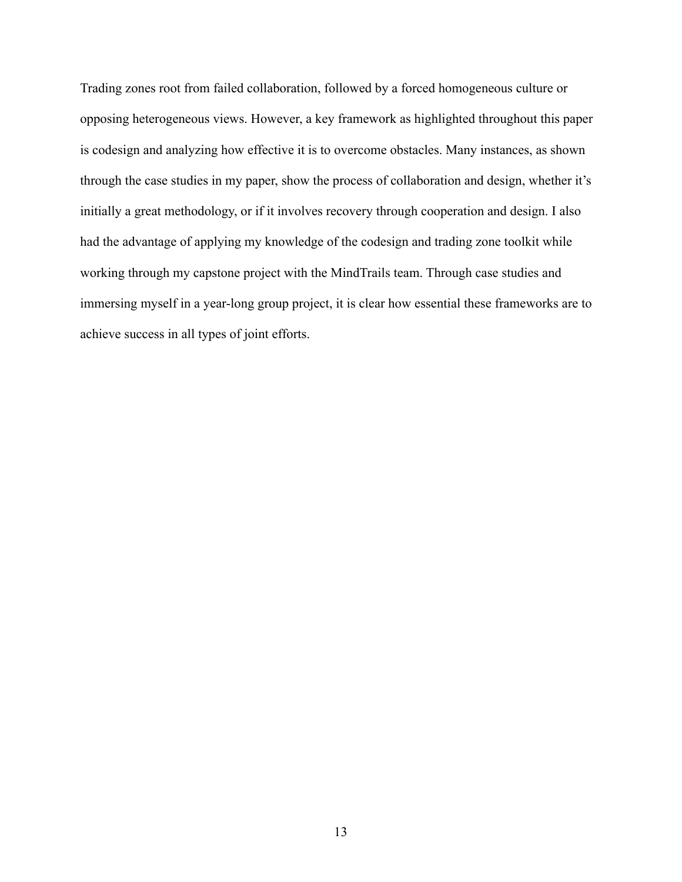Trading zones root from failed collaboration, followed by a forced homogeneous culture or opposing heterogeneous views. However, a key framework as highlighted throughout this paper is codesign and analyzing how effective it is to overcome obstacles. Many instances, as shown through the case studies in my paper, show the process of collaboration and design, whether it's initially a great methodology, or if it involves recovery through cooperation and design. I also had the advantage of applying my knowledge of the codesign and trading zone toolkit while working through my capstone project with the MindTrails team. Through case studies and immersing myself in a year-long group project, it is clear how essential these frameworks are to achieve success in all types of joint efforts.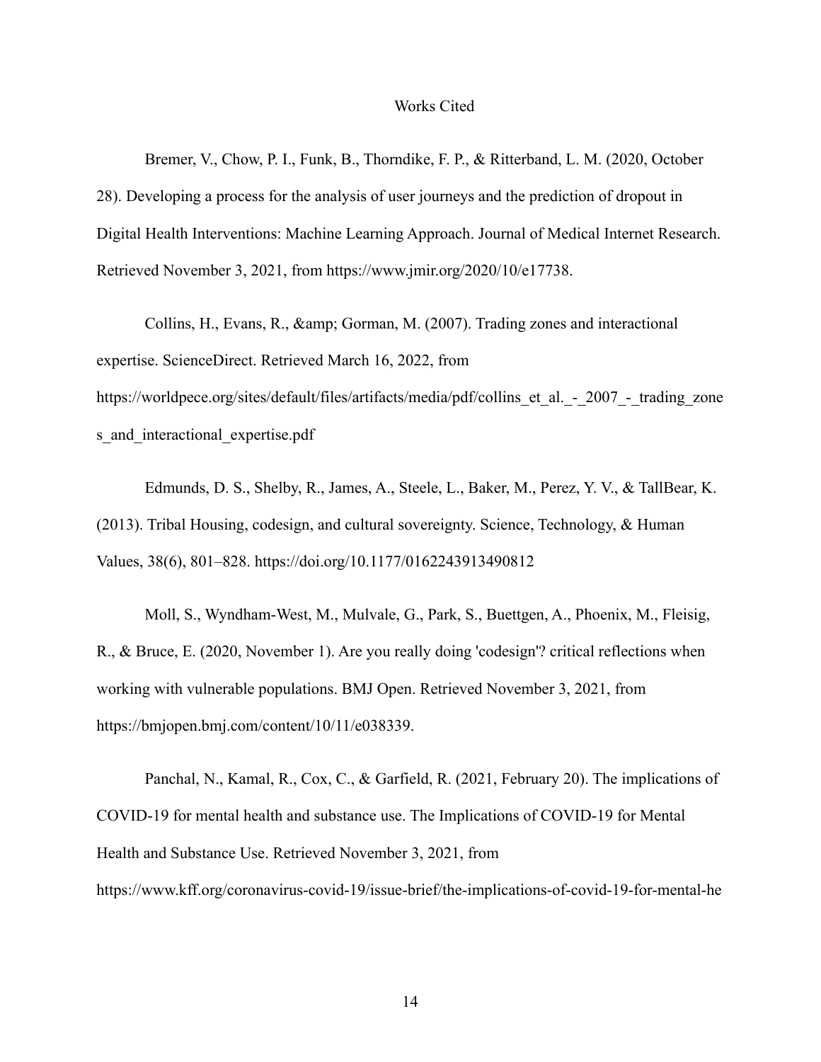# Works Cited

Bremer, V., Chow, P. I., Funk, B., Thorndike, F. P., & Ritterband, L. M. (2020, October 28). Developing a process for the analysis of user journeys and the prediction of dropout in Digital Health Interventions: Machine Learning Approach. Journal of Medical Internet Research. Retrieved November 3, 2021, from https://www.jmir.org/2020/10/e17738.

Collins, H., Evans, R., &amp; Gorman, M. (2007). Trading zones and interactional expertise. ScienceDirect. Retrieved March 16, 2022, from https://worldpece.org/sites/default/files/artifacts/media/pdf/collins_et_al._-_2007_-_trading_zones_and_interactional_expertise.pdf

Edmunds, D. S., Shelby, R., James, A., Steele, L., Baker, M., Perez, Y. V., & TallBear, K. (2013). Tribal Housing, codesign, and cultural sovereignty. Science, Technology, & Human Values, 38(6), 801–828. https://doi.org/10.1177/0162243913490812

Moll, S., Wyndham-West, M., Mulvale, G., Park, S., Buettgen, A., Phoenix, M., Fleisig, R., & Bruce, E. (2020, November 1). Are you really doing 'codesign'? critical reflections when working with vulnerable populations. BMJ Open. Retrieved November 3, 2021, from https://bmjopen.bmj.com/content/10/11/e038339.

Panchal, N., Kamal, R., Cox, C., & Garfield, R. (2021, February 20). The implications of COVID-19 for mental health and substance use. The Implications of COVID-19 for Mental Health and Substance Use. Retrieved November 3, 2021, from https://www.kff.org/coronavirus-covid-19/issue-brief/the-implications-of-covid-19-for-mental-he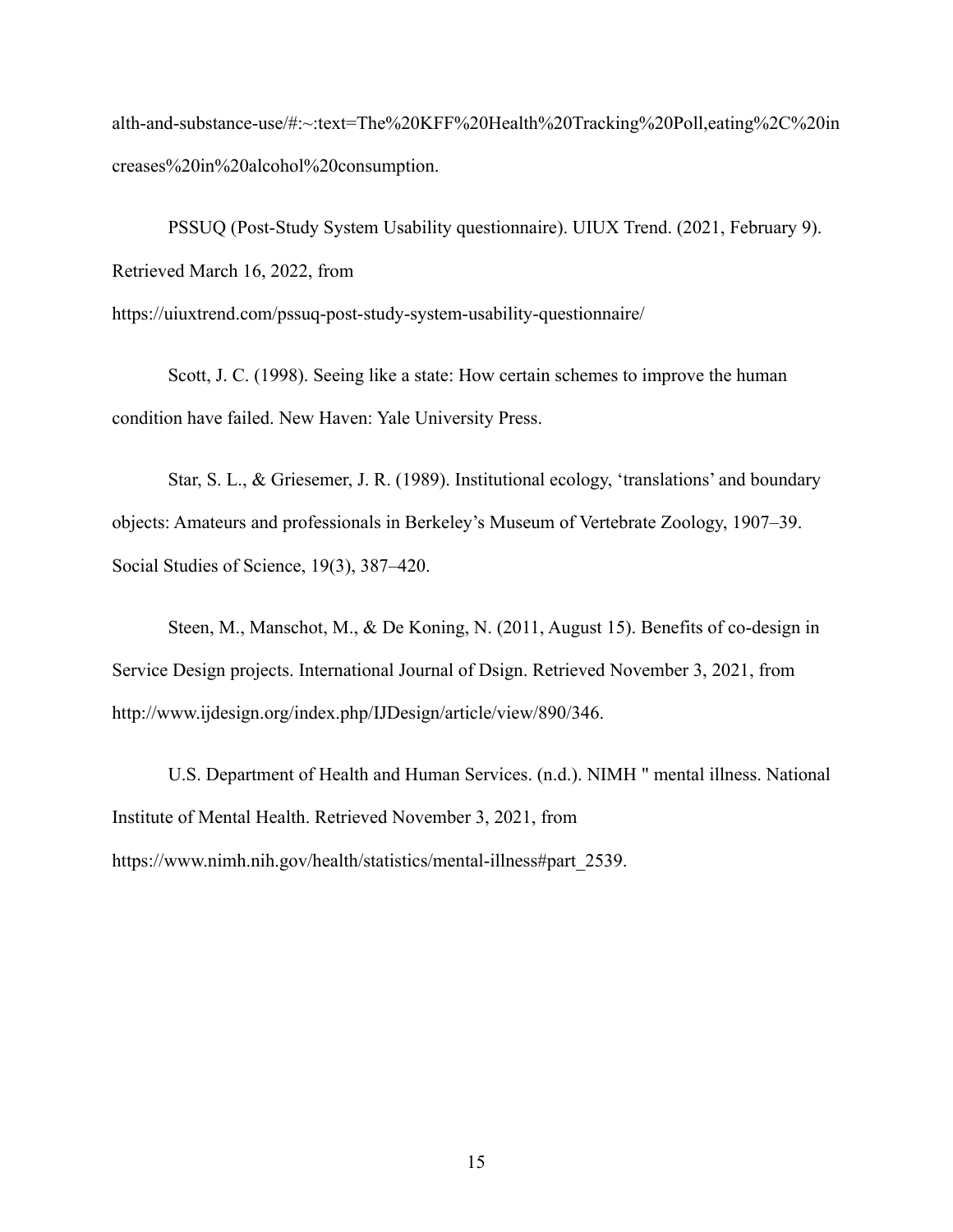alth-and-substance-use/#:~:text=The%20KFF%20Health%20Tracking%20Poll,eating%2C%20increases%20in%20alcohol%20consumption.

PSSUQ (Post-Study System Usability questionnaire). UIUX Trend. (2021, February 9). Retrieved March 16, 2022, from https://uiuxtrend.com/pssuq-post-study-system-usability-questionnaire/

Scott, J. C. (1998). Seeing like a state: How certain schemes to improve the human condition have failed. New Haven: Yale University Press.

Star, S. L., & Griesemer, J. R. (1989). Institutional ecology, 'translations' and boundary objects: Amateurs and professionals in Berkeley's Museum of Vertebrate Zoology, 1907–39. Social Studies of Science, 19(3), 387–420.

Steen, M., Manschot, M., & De Koning, N. (2011, August 15). Benefits of co-design in Service Design projects. International Journal of Dsign. Retrieved November 3, 2021, from http://www.ijdesign.org/index.php/IJDesign/article/view/890/346.

U.S. Department of Health and Human Services. (n.d.). NIMH " mental illness. National Institute of Mental Health. Retrieved November 3, 2021, from https://www.nimh.nih.gov/health/statistics/mental-illness#part_2539.